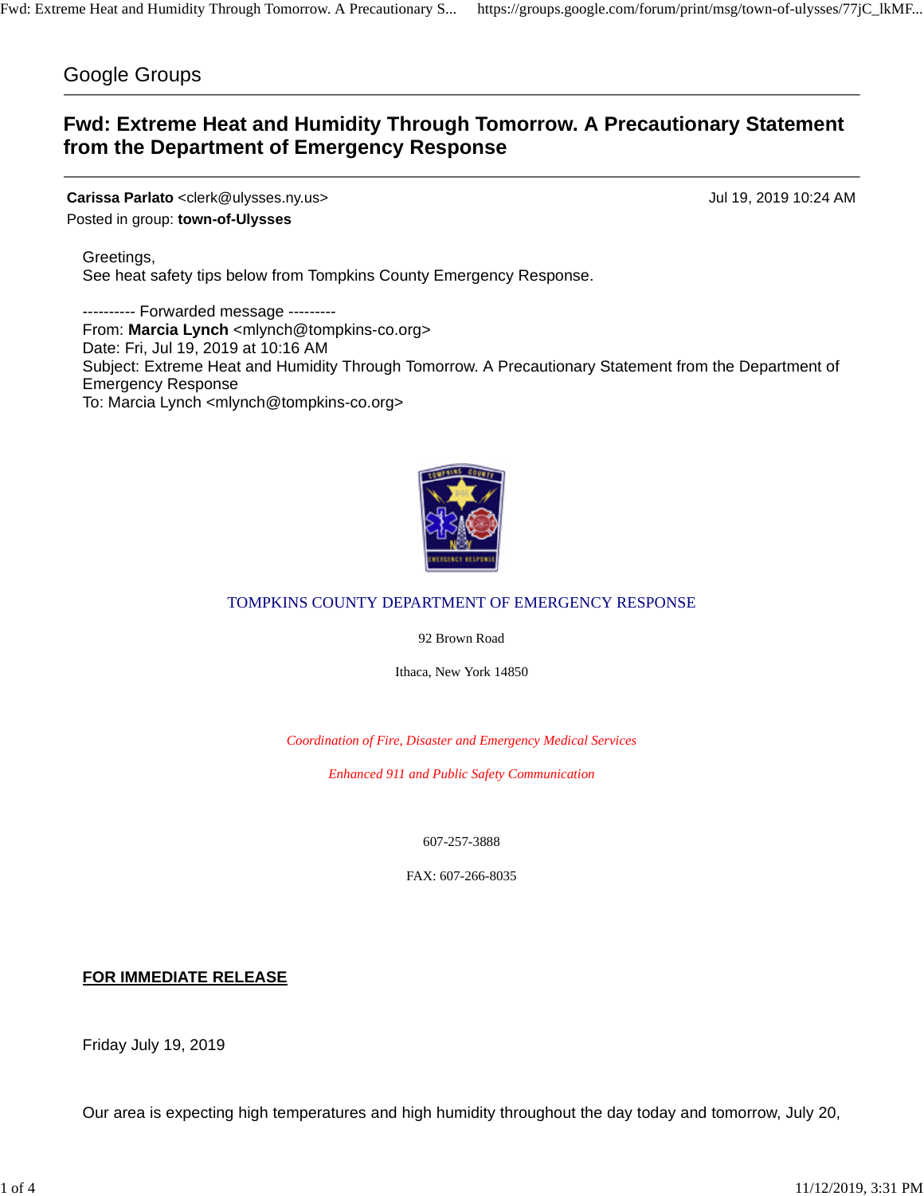Google Groups

# Fwd: Extreme Heat and Humidity Through Tomorrow. A Precautionary Statement from the Department of Emergency Response

**Carissa Parlato** <clerk@ulysses.ny.us>  
Posted in group: **town-of-Ulysses**

Jul 19, 2019 10:24 AM

Greetings,  
See heat safety tips below from Tompkins County Emergency Response.

---------- Forwarded message ---------  
From: **Marcia Lynch** <mlynch@tompkins-co.org>  
Date: Fri, Jul 19, 2019 at 10:16 AM  
Subject: Extreme Heat and Humidity Through Tomorrow. A Precautionary Statement from the Department of Emergency Response  
To: Marcia Lynch <mlynch@tompkins-co.org>

TOMPKINS COUNTY DEPARTMENT OF EMERGENCY RESPONSE

92 Brown Road

Ithaca, New York 14850

*Coordination of Fire, Disaster and Emergency Medical Services*

*Enhanced 911 and Public Safety Communication*

607-257-3888

FAX: 607-266-8035

**FOR IMMEDIATE RELEASE**

Friday July 19, 2019

Our area is expecting high temperatures and high humidity throughout the day today and tomorrow, July 20,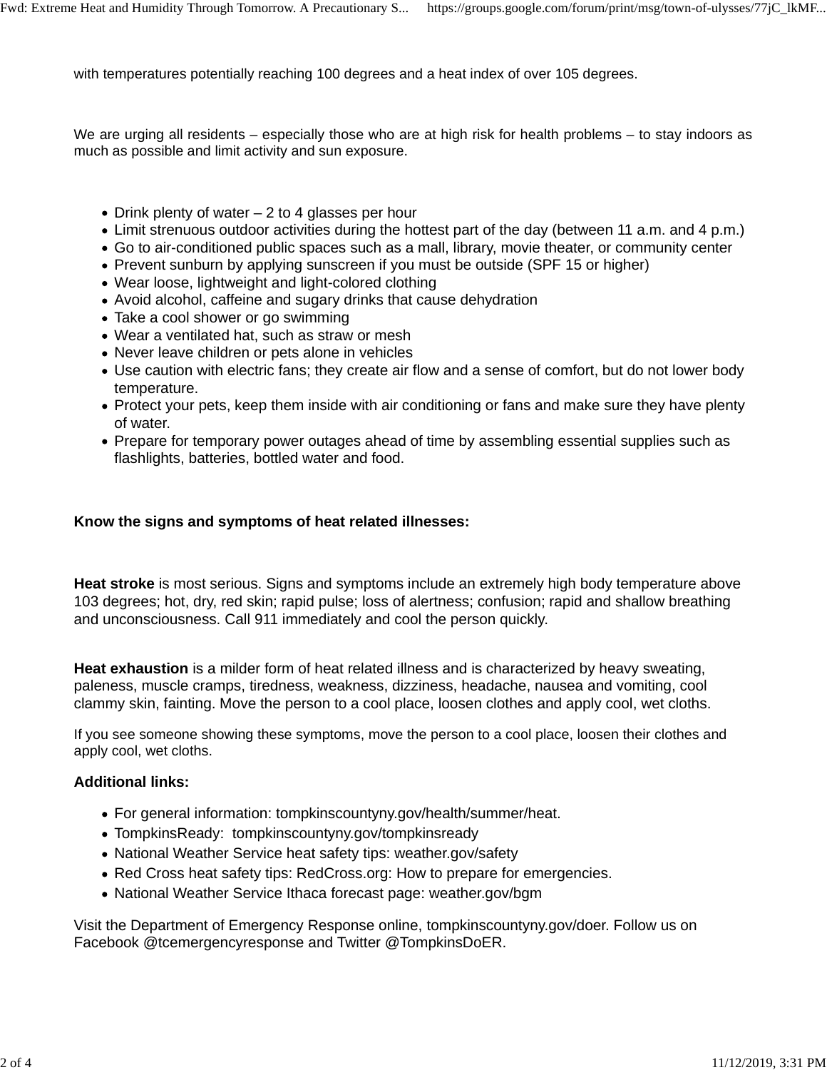with temperatures potentially reaching 100 degrees and a heat index of over 105 degrees.

We are urging all residents – especially those who are at high risk for health problems – to stay indoors as much as possible and limit activity and sun exposure.

- Drink plenty of water – 2 to 4 glasses per hour
- Limit strenuous outdoor activities during the hottest part of the day (between 11 a.m. and 4 p.m.)
- Go to air-conditioned public spaces such as a mall, library, movie theater, or community center
- Prevent sunburn by applying sunscreen if you must be outside (SPF 15 or higher)
- Wear loose, lightweight and light-colored clothing
- Avoid alcohol, caffeine and sugary drinks that cause dehydration
- Take a cool shower or go swimming
- Wear a ventilated hat, such as straw or mesh
- Never leave children or pets alone in vehicles
- Use caution with electric fans; they create air flow and a sense of comfort, but do not lower body temperature.
- Protect your pets, keep them inside with air conditioning or fans and make sure they have plenty of water.
- Prepare for temporary power outages ahead of time by assembling essential supplies such as flashlights, batteries, bottled water and food.

**Know the signs and symptoms of heat related illnesses:**

**Heat stroke** is most serious. Signs and symptoms include an extremely high body temperature above 103 degrees; hot, dry, red skin; rapid pulse; loss of alertness; confusion; rapid and shallow breathing and unconsciousness. Call 911 immediately and cool the person quickly.

**Heat exhaustion** is a milder form of heat related illness and is characterized by heavy sweating, paleness, muscle cramps, tiredness, weakness, dizziness, headache, nausea and vomiting, cool clammy skin, fainting. Move the person to a cool place, loosen clothes and apply cool, wet cloths.

If you see someone showing these symptoms, move the person to a cool place, loosen their clothes and apply cool, wet cloths.

**Additional links:**

- For general information: tompkinscountyny.gov/health/summer/heat.
- TompkinsReady: tompkinscountyny.gov/tompkinsready
- National Weather Service heat safety tips: weather.gov/safety
- Red Cross heat safety tips: RedCross.org: How to prepare for emergencies.
- National Weather Service Ithaca forecast page: weather.gov/bgm

Visit the Department of Emergency Response online, tompkinscountyny.gov/doer. Follow us on Facebook @tcemergencyresponse and Twitter @TompkinsDoER.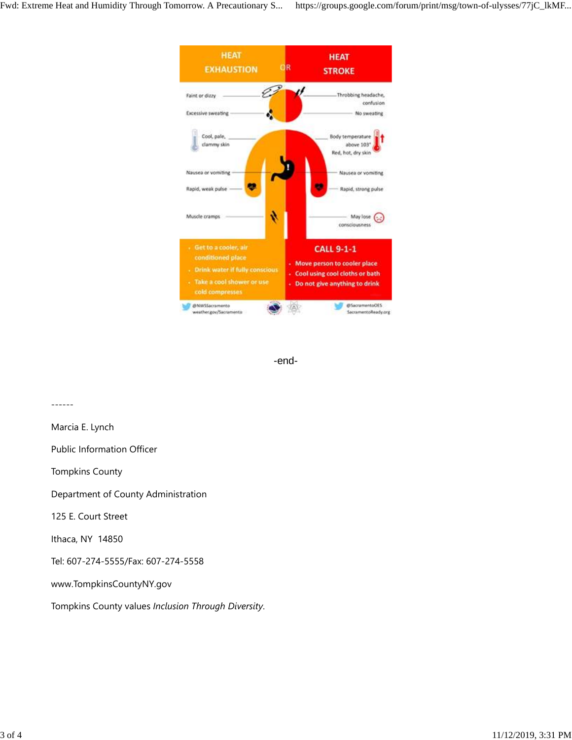## HEAT EXHAUSTION OR HEAT STROKE

**HEAT EXHAUSTION**

- Faint or dizzy
- Excessive sweating
- Cool, pale, clammy skin
- Nausea or vomiting
- Rapid, weak pulse
- Muscle cramps

**HEAT STROKE**

- Throbbing headache, confusion
- No sweating
- Body temperature above 103°
- Red, hot, dry skin
- Nausea or vomiting
- Rapid, strong pulse
- May lose consciousness

**HEAT EXHAUSTION:**

- Get to a cooler, air conditioned place
- Drink water if fully conscious
- Take a cool shower or use cold compresses

**HEAT STROKE: CALL 9-1-1**

- Move person to cooler place
- Cool using cool cloths or bath
- Do not give anything to drink

@NWSSacramento weather.gov/Sacramento

@SacramentoOES SacramentoReady.org

-end-

------

Marcia E. Lynch

Public Information Officer

Tompkins County

Department of County Administration

125 E. Court Street

Ithaca, NY 14850

Tel: 607-274-5555/Fax: 607-274-5558

www.TompkinsCountyNY.gov

Tompkins County values *Inclusion Through Diversity*.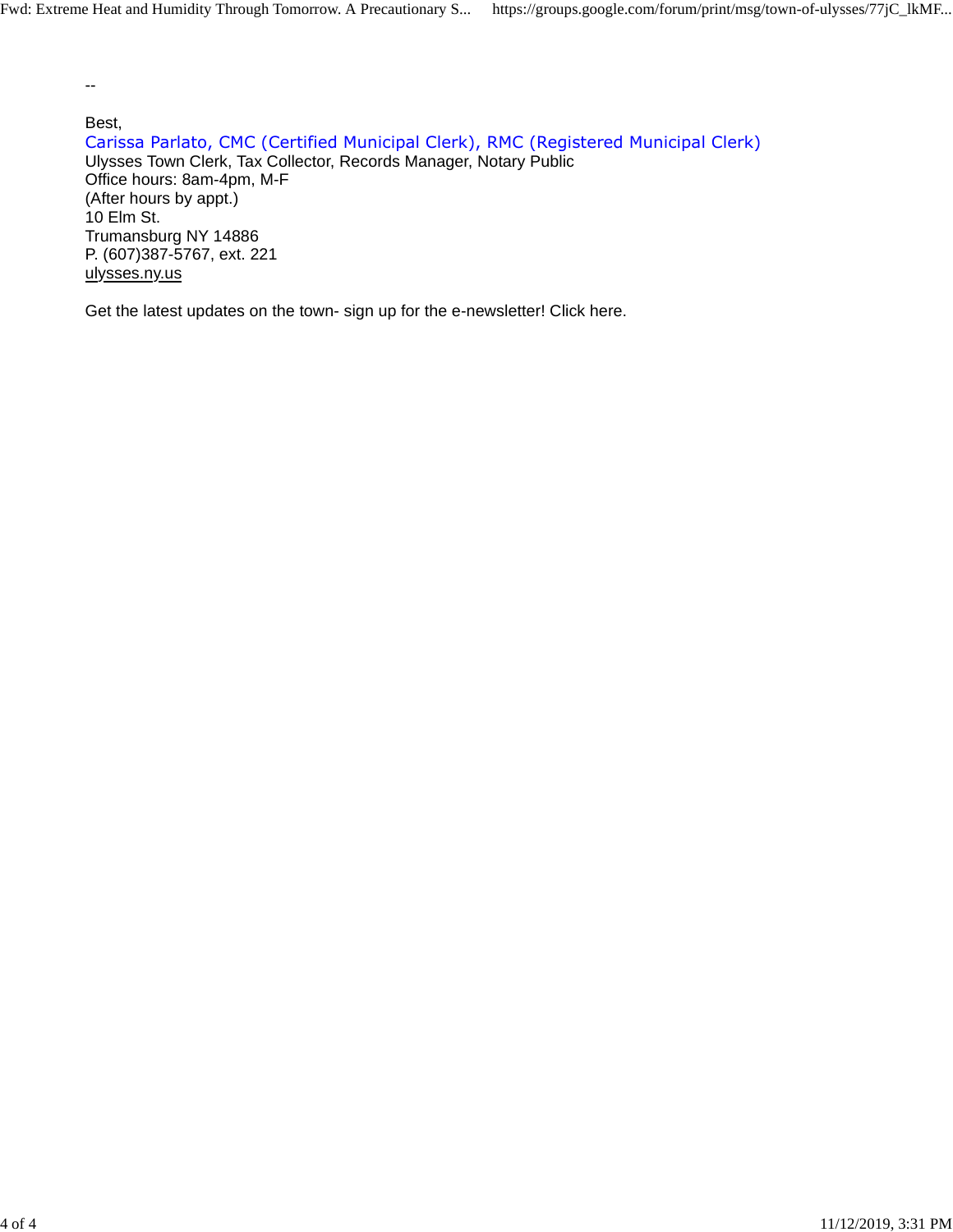--

Best,
Carissa Parlato, CMC (Certified Municipal Clerk), RMC (Registered Municipal Clerk)
Ulysses Town Clerk, Tax Collector, Records Manager, Notary Public
Office hours: 8am-4pm, M-F
(After hours by appt.)
10 Elm St.
Trumansburg NY 14886
P. (607)387-5767, ext. 221
ulysses.ny.us

Get the latest updates on the town- sign up for the e-newsletter! Click here.